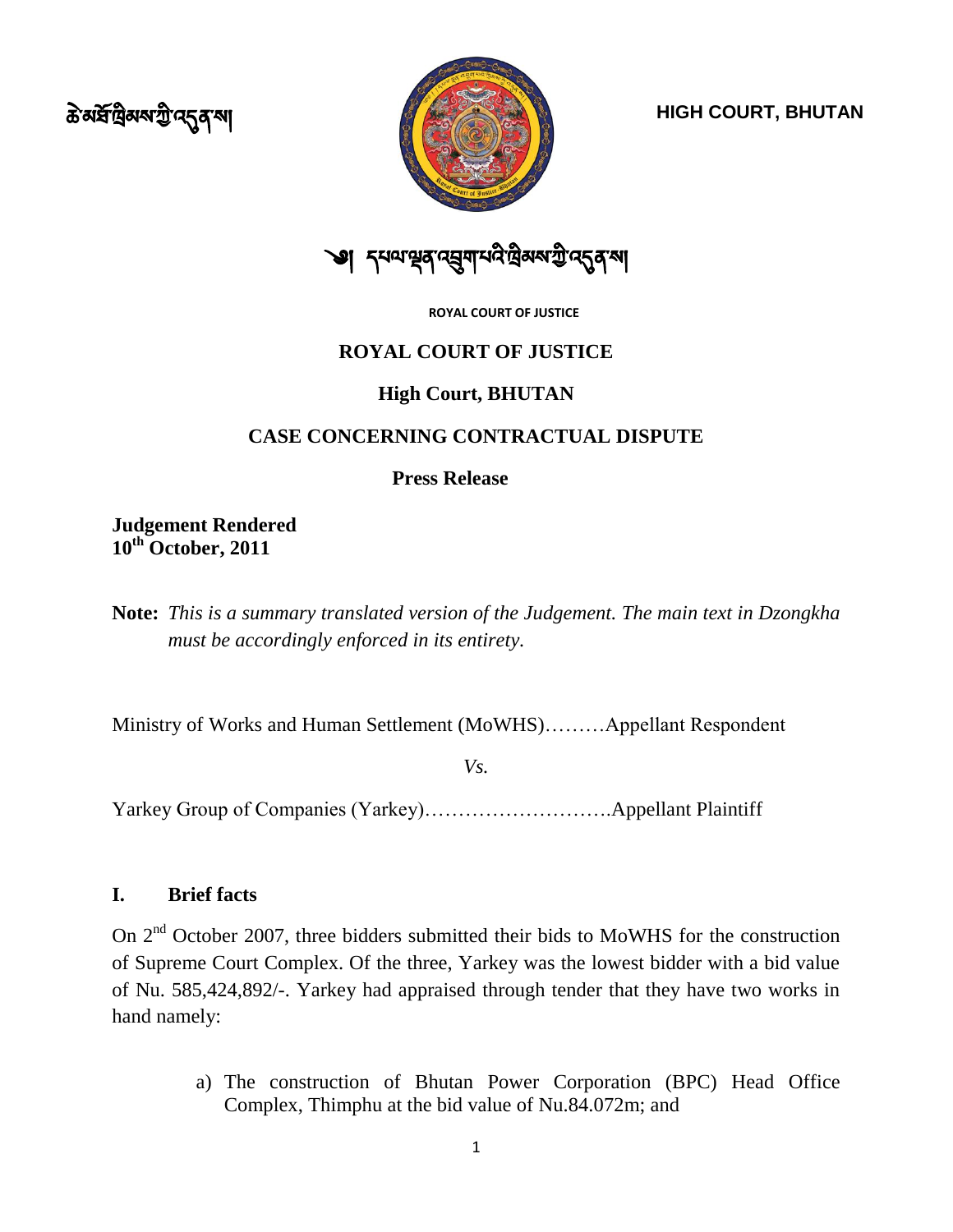ཆེ་མཐོ་ཁྲིམས་ཀྱི་འདུན་ས། **HIGH COURT, BHUTAN**

༄། དཔལ་ལྡན་འབྲུག་པའི་ཁྲིམས་ཀྱི་འདུན་ས།

ROYAL COURT OF JUSTICE

**ROYAL COURT OF JUSTICE**

**High Court, BHUTAN**

**CASE CONCERNING CONTRACTUAL DISPUTE**

**Press Release**

**Judgement Rendered**
**10th October, 2011**

**Note:** *This is a summary translated version of the Judgement. The main text in Dzongkha must be accordingly enforced in its entirety.*

Ministry of Works and Human Settlement (MoWHS)………Appellant Respondent

*Vs.*

Yarkey Group of Companies (Yarkey)……………………….Appellant Plaintiff

## I. Brief facts

On 2nd October 2007, three bidders submitted their bids to MoWHS for the construction of Supreme Court Complex. Of the three, Yarkey was the lowest bidder with a bid value of Nu. 585,424,892/-. Yarkey had appraised through tender that they have two works in hand namely:

a) The construction of Bhutan Power Corporation (BPC) Head Office Complex, Thimphu at the bid value of Nu.84.072m; and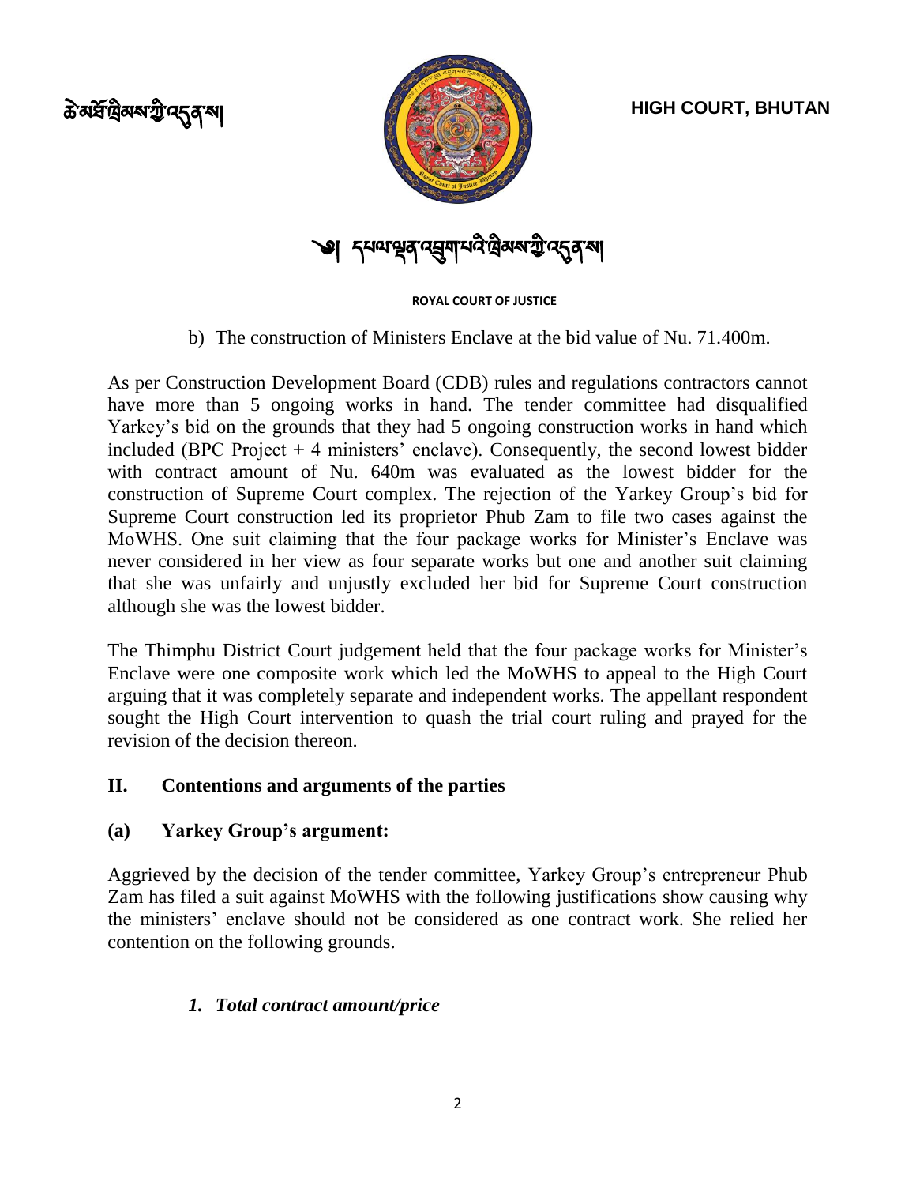b) The construction of Ministers Enclave at the bid value of Nu. 71.400m.

As per Construction Development Board (CDB) rules and regulations contractors cannot have more than 5 ongoing works in hand. The tender committee had disqualified Yarkey's bid on the grounds that they had 5 ongoing construction works in hand which included (BPC Project + 4 ministers' enclave). Consequently, the second lowest bidder with contract amount of Nu. 640m was evaluated as the lowest bidder for the construction of Supreme Court complex. The rejection of the Yarkey Group's bid for Supreme Court construction led its proprietor Phub Zam to file two cases against the MoWHS. One suit claiming that the four package works for Minister's Enclave was never considered in her view as four separate works but one and another suit claiming that she was unfairly and unjustly excluded her bid for Supreme Court construction although she was the lowest bidder.

The Thimphu District Court judgement held that the four package works for Minister's Enclave were one composite work which led the MoWHS to appeal to the High Court arguing that it was completely separate and independent works. The appellant respondent sought the High Court intervention to quash the trial court ruling and prayed for the revision of the decision thereon.

## II. Contentions and arguments of the parties

### (a) Yarkey Group's argument:

Aggrieved by the decision of the tender committee, Yarkey Group's entrepreneur Phub Zam has filed a suit against MoWHS with the following justifications show causing why the ministers' enclave should not be considered as one contract work. She relied her contention on the following grounds.

#### *1. Total contract amount/price*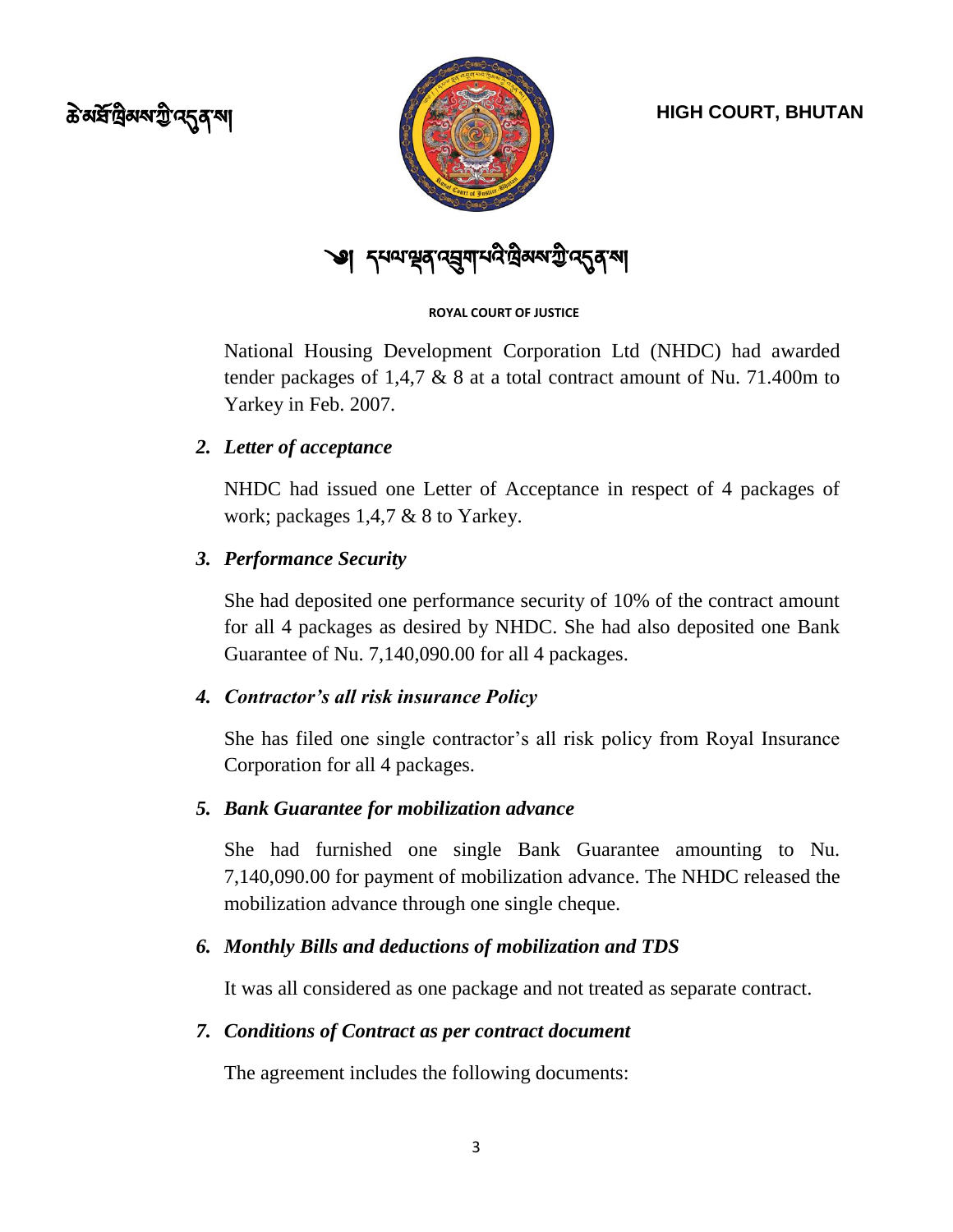National Housing Development Corporation Ltd (NHDC) had awarded tender packages of 1,4,7 & 8 at a total contract amount of Nu. 71.400m to Yarkey in Feb. 2007.

2. ***Letter of acceptance***

   NHDC had issued one Letter of Acceptance in respect of 4 packages of work; packages 1,4,7 & 8 to Yarkey.

3. ***Performance Security***

   She had deposited one performance security of 10% of the contract amount for all 4 packages as desired by NHDC. She had also deposited one Bank Guarantee of Nu. 7,140,090.00 for all 4 packages.

4. ***Contractor's all risk insurance Policy***

   She has filed one single contractor's all risk policy from Royal Insurance Corporation for all 4 packages.

5. ***Bank Guarantee for mobilization advance***

   She had furnished one single Bank Guarantee amounting to Nu. 7,140,090.00 for payment of mobilization advance. The NHDC released the mobilization advance through one single cheque.

6. ***Monthly Bills and deductions of mobilization and TDS***

   It was all considered as one package and not treated as separate contract.

7. ***Conditions of Contract as per contract document***

   The agreement includes the following documents: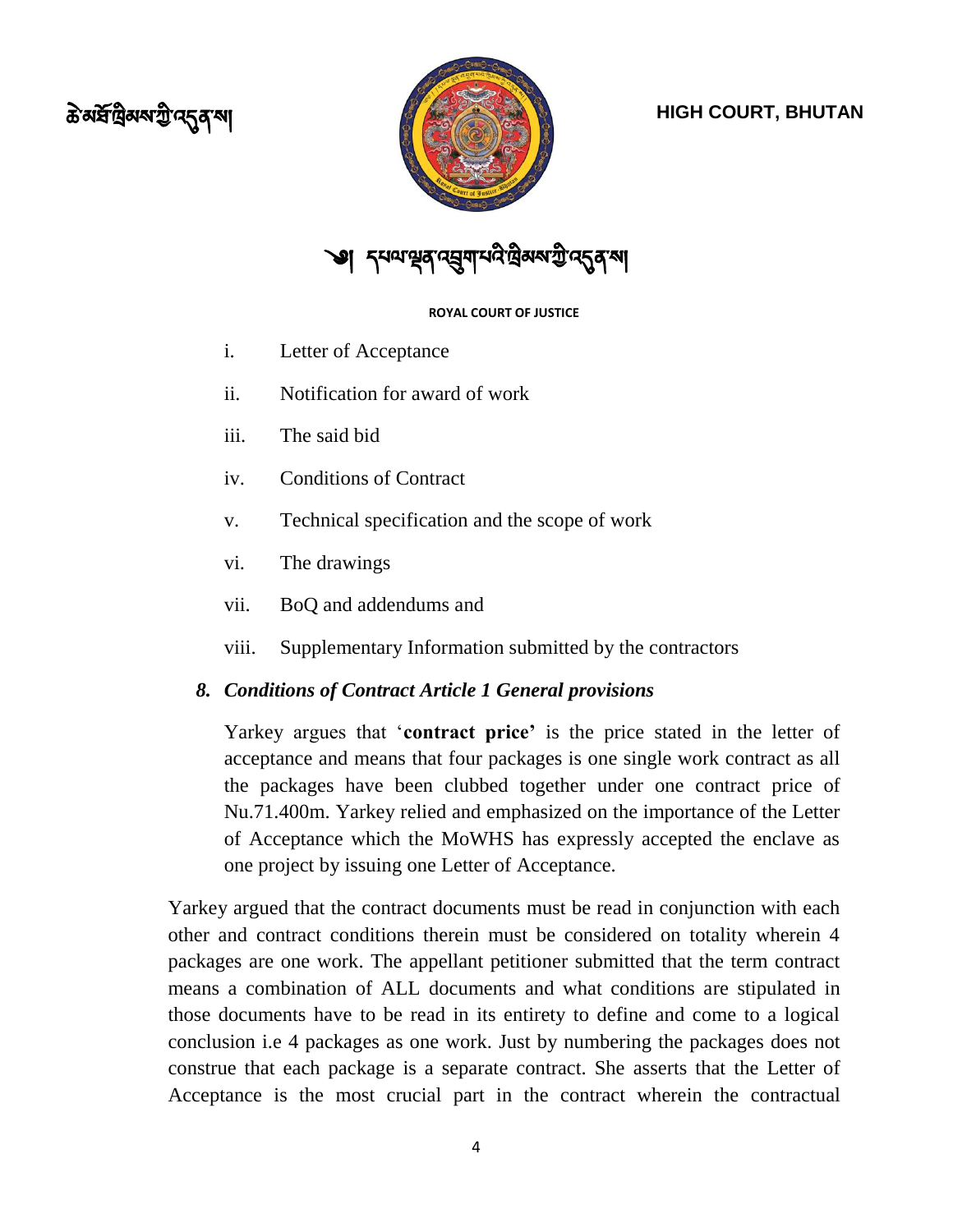i. Letter of Acceptance

ii. Notification for award of work

iii. The said bid

iv. Conditions of Contract

v. Technical specification and the scope of work

vi. The drawings

vii. BoQ and addendums and

viii. Supplementary Information submitted by the contractors

### *8. Conditions of Contract Article 1 General provisions*

Yarkey argues that '**contract price'** is the price stated in the letter of acceptance and means that four packages is one single work contract as all the packages have been clubbed together under one contract price of Nu.71.400m. Yarkey relied and emphasized on the importance of the Letter of Acceptance which the MoWHS has expressly accepted the enclave as one project by issuing one Letter of Acceptance.

Yarkey argued that the contract documents must be read in conjunction with each other and contract conditions therein must be considered on totality wherein 4 packages are one work. The appellant petitioner submitted that the term contract means a combination of ALL documents and what conditions are stipulated in those documents have to be read in its entirety to define and come to a logical conclusion i.e 4 packages as one work. Just by numbering the packages does not construe that each package is a separate contract. She asserts that the Letter of Acceptance is the most crucial part in the contract wherein the contractual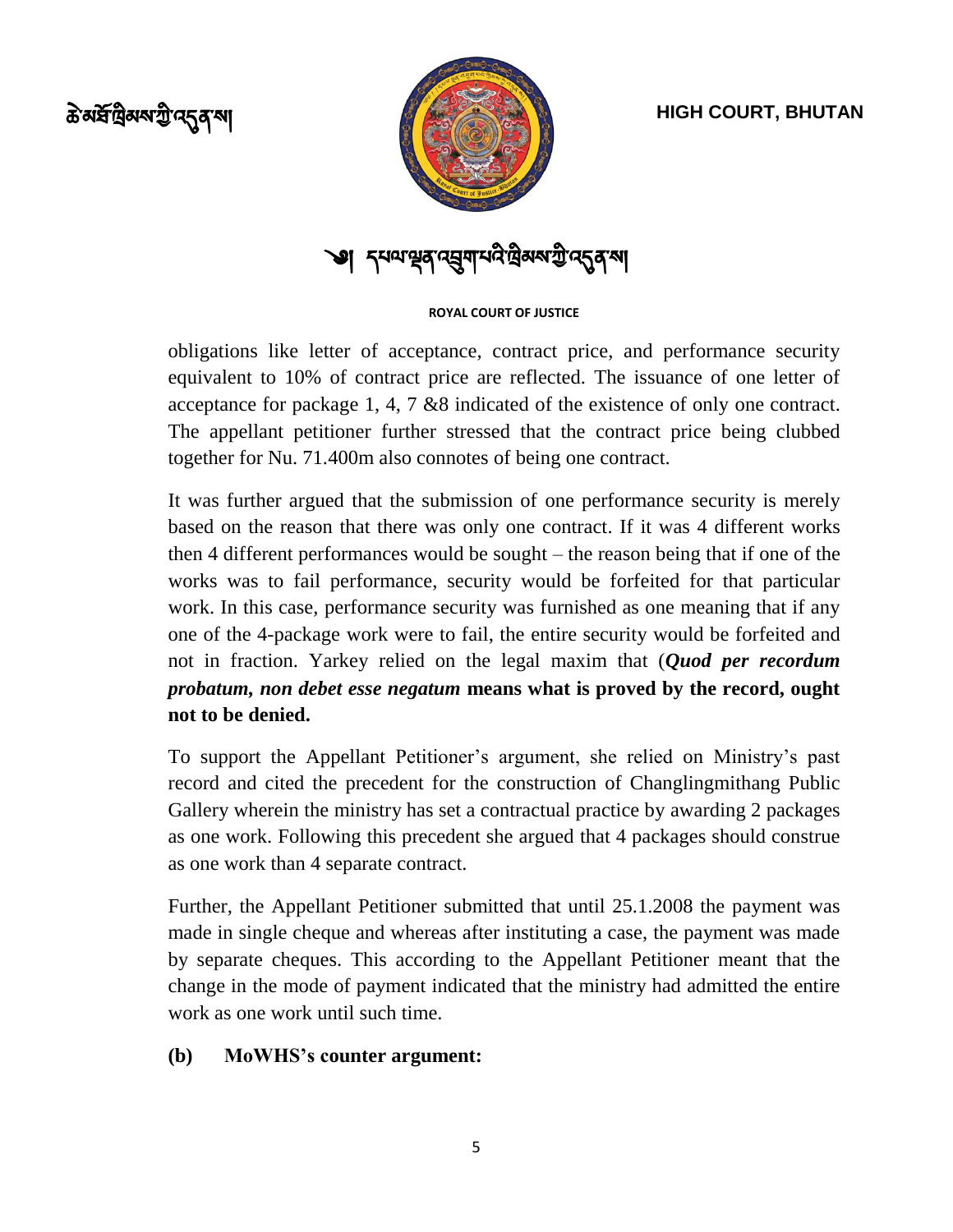obligations like letter of acceptance, contract price, and performance security equivalent to 10% of contract price are reflected. The issuance of one letter of acceptance for package 1, 4, 7 &8 indicated of the existence of only one contract. The appellant petitioner further stressed that the contract price being clubbed together for Nu. 71.400m also connotes of being one contract.

It was further argued that the submission of one performance security is merely based on the reason that there was only one contract. If it was 4 different works then 4 different performances would be sought – the reason being that if one of the works was to fail performance, security would be forfeited for that particular work. In this case, performance security was furnished as one meaning that if any one of the 4-package work were to fail, the entire security would be forfeited and not in fraction. Yarkey relied on the legal maxim that (***Quod per recordum probatum, non debet esse negatum*** **means what is proved by the record, ought not to be denied.**

To support the Appellant Petitioner's argument, she relied on Ministry's past record and cited the precedent for the construction of Changlingmithang Public Gallery wherein the ministry has set a contractual practice by awarding 2 packages as one work. Following this precedent she argued that 4 packages should construe as one work than 4 separate contract.

Further, the Appellant Petitioner submitted that until 25.1.2008 the payment was made in single cheque and whereas after instituting a case, the payment was made by separate cheques. This according to the Appellant Petitioner meant that the change in the mode of payment indicated that the ministry had admitted the entire work as one work until such time.

**(b) MoWHS's counter argument:**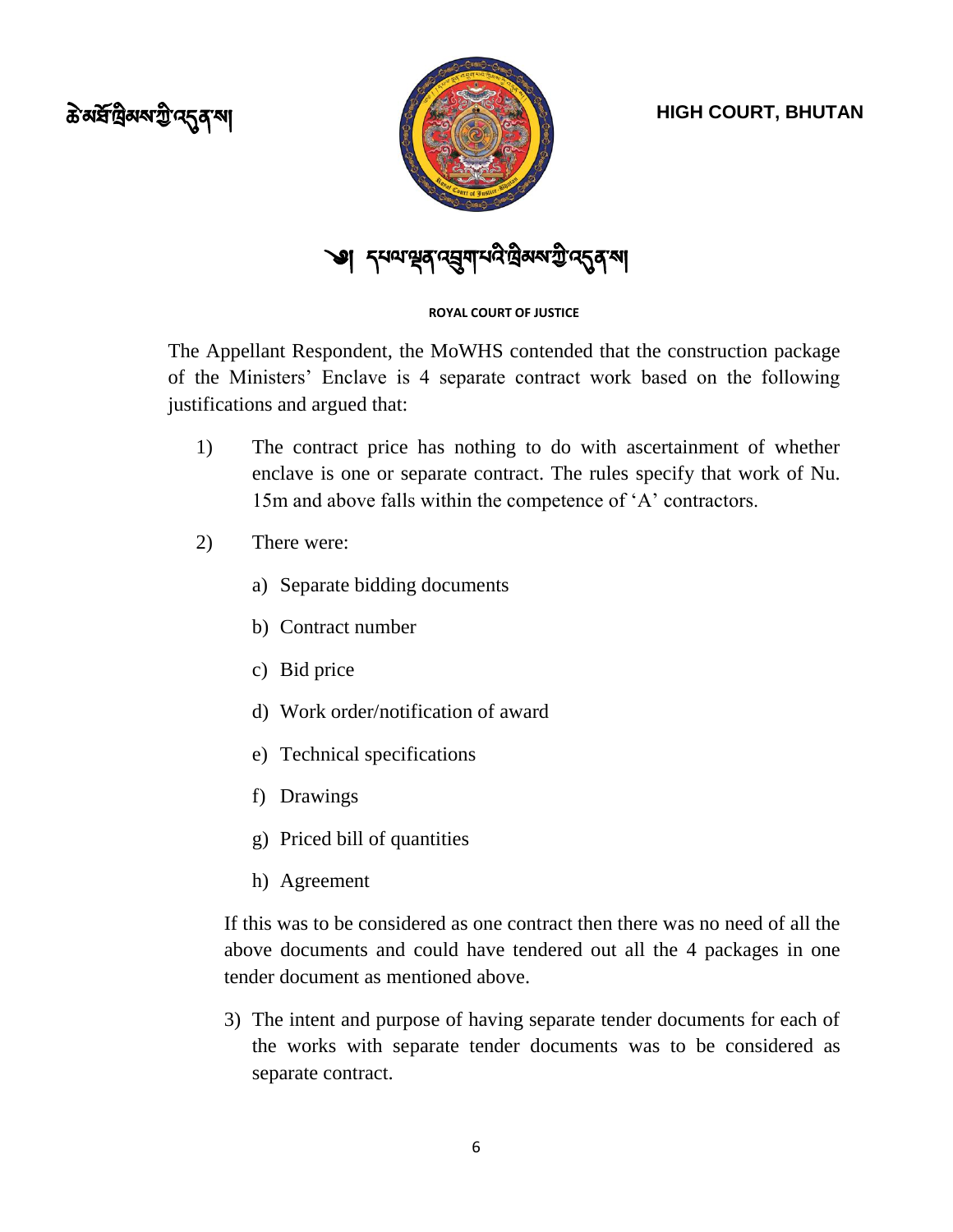The Appellant Respondent, the MoWHS contended that the construction package of the Ministers' Enclave is 4 separate contract work based on the following justifications and argued that:

1) The contract price has nothing to do with ascertainment of whether enclave is one or separate contract. The rules specify that work of Nu. 15m and above falls within the competence of 'A' contractors.

2) There were:

   a) Separate bidding documents
   b) Contract number
   c) Bid price
   d) Work order/notification of award
   e) Technical specifications
   f) Drawings
   g) Priced bill of quantities
   h) Agreement

   If this was to be considered as one contract then there was no need of all the above documents and could have tendered out all the 4 packages in one tender document as mentioned above.

3) The intent and purpose of having separate tender documents for each of the works with separate tender documents was to be considered as separate contract.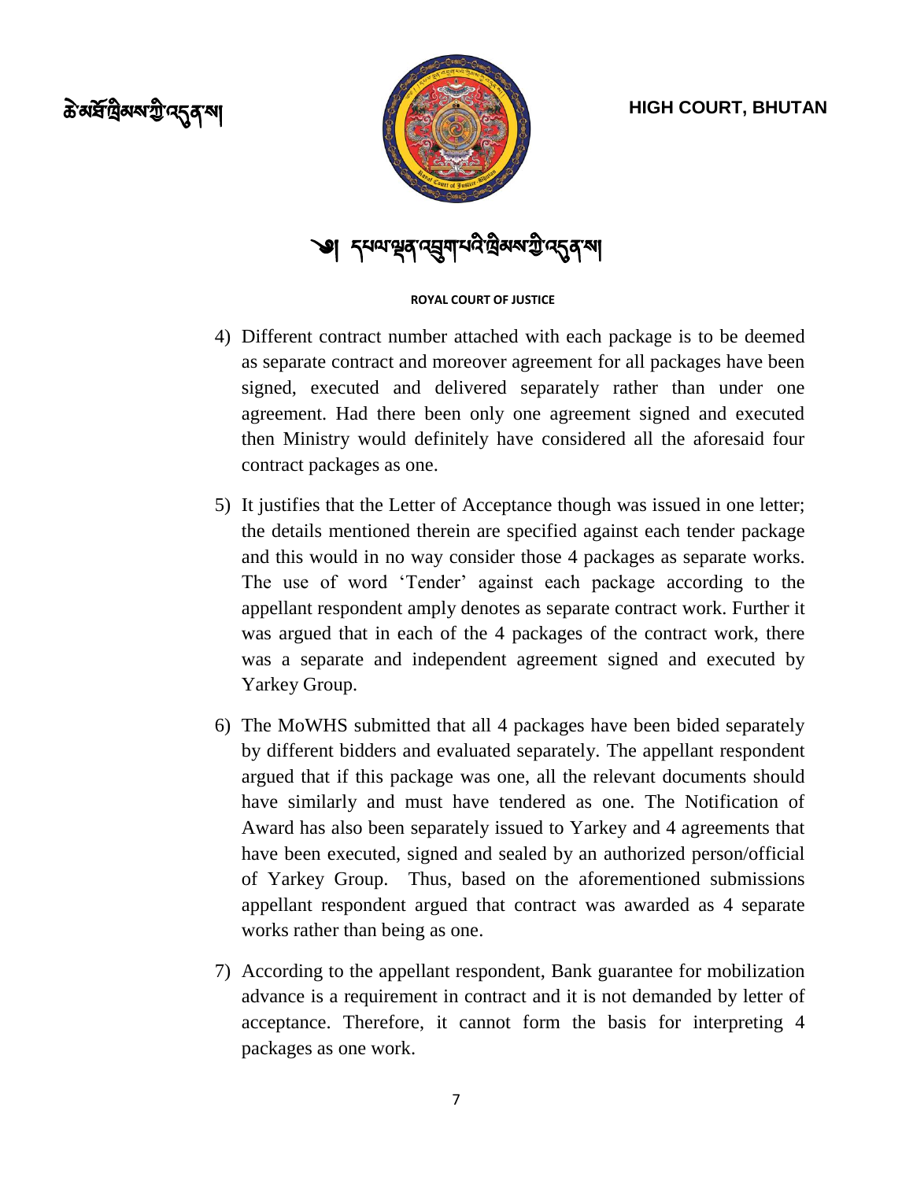4) Different contract number attached with each package is to be deemed as separate contract and moreover agreement for all packages have been signed, executed and delivered separately rather than under one agreement. Had there been only one agreement signed and executed then Ministry would definitely have considered all the aforesaid four contract packages as one.

5) It justifies that the Letter of Acceptance though was issued in one letter; the details mentioned therein are specified against each tender package and this would in no way consider those 4 packages as separate works. The use of word 'Tender' against each package according to the appellant respondent amply denotes as separate contract work. Further it was argued that in each of the 4 packages of the contract work, there was a separate and independent agreement signed and executed by Yarkey Group.

6) The MoWHS submitted that all 4 packages have been bided separately by different bidders and evaluated separately. The appellant respondent argued that if this package was one, all the relevant documents should have similarly and must have tendered as one. The Notification of Award has also been separately issued to Yarkey and 4 agreements that have been executed, signed and sealed by an authorized person/official of Yarkey Group. Thus, based on the aforementioned submissions appellant respondent argued that contract was awarded as 4 separate works rather than being as one.

7) According to the appellant respondent, Bank guarantee for mobilization advance is a requirement in contract and it is not demanded by letter of acceptance. Therefore, it cannot form the basis for interpreting 4 packages as one work.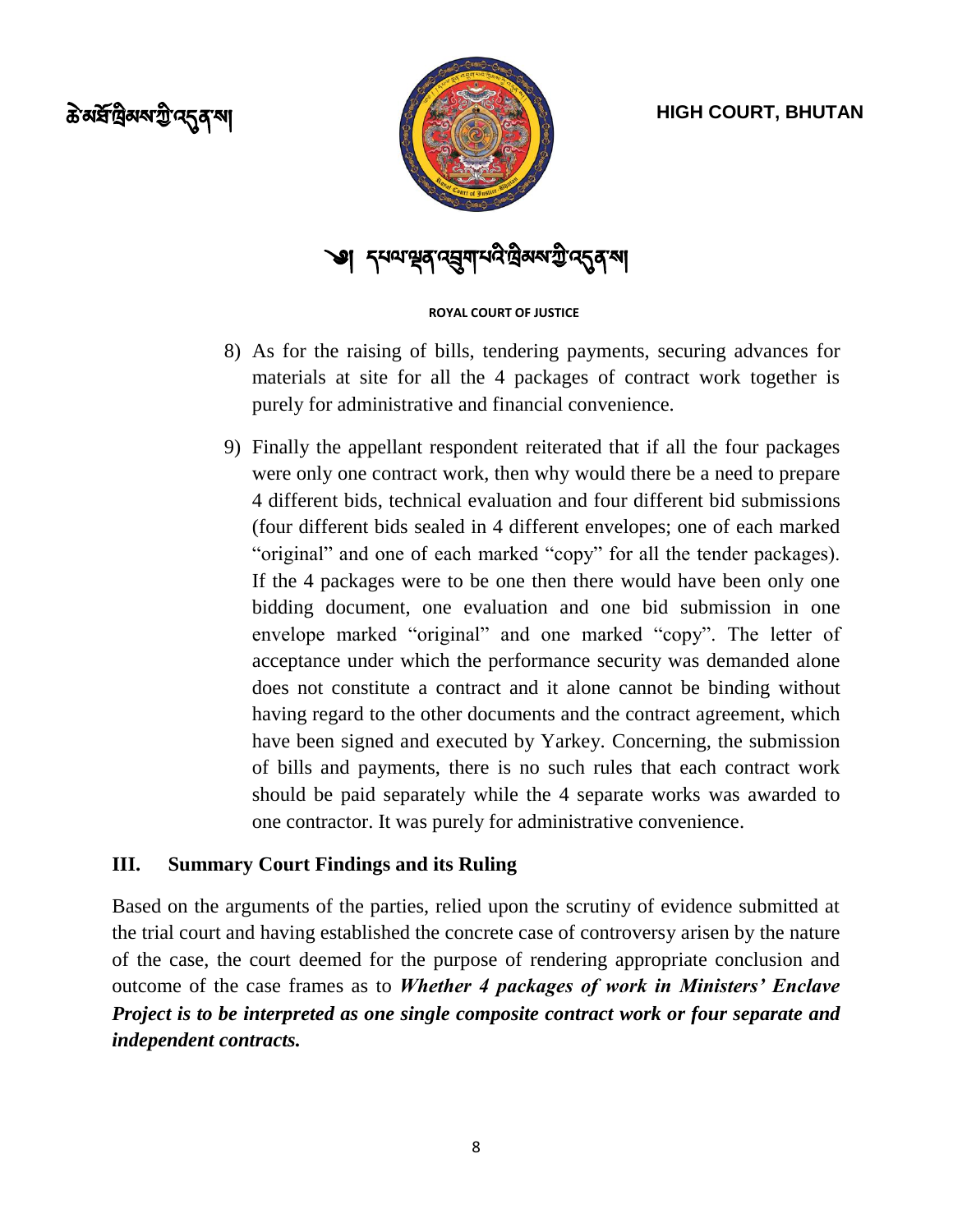8) As for the raising of bills, tendering payments, securing advances for materials at site for all the 4 packages of contract work together is purely for administrative and financial convenience.

9) Finally the appellant respondent reiterated that if all the four packages were only one contract work, then why would there be a need to prepare 4 different bids, technical evaluation and four different bid submissions (four different bids sealed in 4 different envelopes; one of each marked "original" and one of each marked "copy" for all the tender packages). If the 4 packages were to be one then there would have been only one bidding document, one evaluation and one bid submission in one envelope marked "original" and one marked "copy". The letter of acceptance under which the performance security was demanded alone does not constitute a contract and it alone cannot be binding without having regard to the other documents and the contract agreement, which have been signed and executed by Yarkey. Concerning, the submission of bills and payments, there is no such rules that each contract work should be paid separately while the 4 separate works was awarded to one contractor. It was purely for administrative convenience.

## III. Summary Court Findings and its Ruling

Based on the arguments of the parties, relied upon the scrutiny of evidence submitted at the trial court and having established the concrete case of controversy arisen by the nature of the case, the court deemed for the purpose of rendering appropriate conclusion and outcome of the case frames as to ***Whether 4 packages of work in Ministers' Enclave Project is to be interpreted as one single composite contract work or four separate and independent contracts.***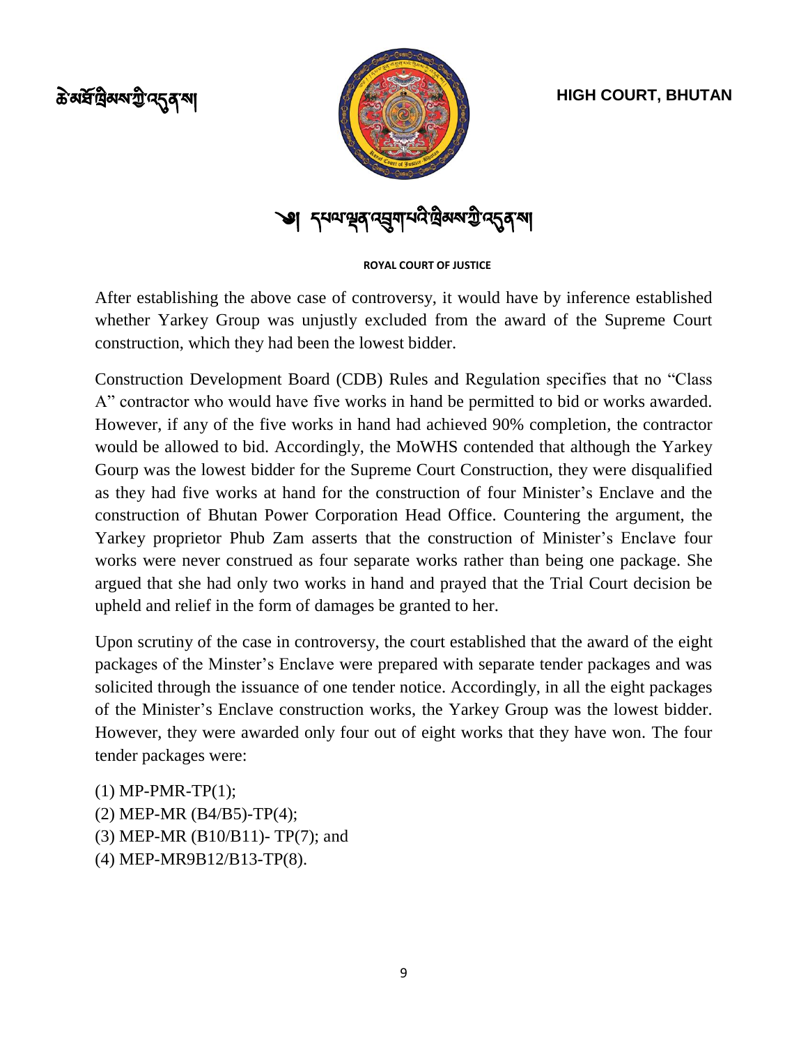After establishing the above case of controversy, it would have by inference established whether Yarkey Group was unjustly excluded from the award of the Supreme Court construction, which they had been the lowest bidder.

Construction Development Board (CDB) Rules and Regulation specifies that no "Class A" contractor who would have five works in hand be permitted to bid or works awarded. However, if any of the five works in hand had achieved 90% completion, the contractor would be allowed to bid. Accordingly, the MoWHS contended that although the Yarkey Gourp was the lowest bidder for the Supreme Court Construction, they were disqualified as they had five works at hand for the construction of four Minister's Enclave and the construction of Bhutan Power Corporation Head Office. Countering the argument, the Yarkey proprietor Phub Zam asserts that the construction of Minister's Enclave four works were never construed as four separate works rather than being one package. She argued that she had only two works in hand and prayed that the Trial Court decision be upheld and relief in the form of damages be granted to her.

Upon scrutiny of the case in controversy, the court established that the award of the eight packages of the Minster's Enclave were prepared with separate tender packages and was solicited through the issuance of one tender notice. Accordingly, in all the eight packages of the Minister's Enclave construction works, the Yarkey Group was the lowest bidder. However, they were awarded only four out of eight works that they have won. The four tender packages were:

(1) MP-PMR-TP(1);
(2) MEP-MR (B4/B5)-TP(4);
(3) MEP-MR (B10/B11)- TP(7); and
(4) MEP-MR9B12/B13-TP(8).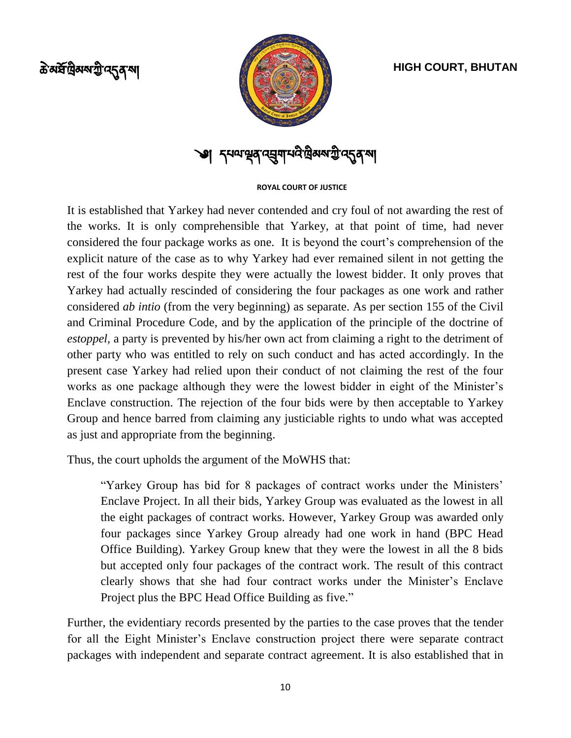It is established that Yarkey had never contended and cry foul of not awarding the rest of the works. It is only comprehensible that Yarkey, at that point of time, had never considered the four package works as one. It is beyond the court's comprehension of the explicit nature of the case as to why Yarkey had ever remained silent in not getting the rest of the four works despite they were actually the lowest bidder. It only proves that Yarkey had actually rescinded of considering the four packages as one work and rather considered *ab intio* (from the very beginning) as separate. As per section 155 of the Civil and Criminal Procedure Code, and by the application of the principle of the doctrine of *estoppel,* a party is prevented by his/her own act from claiming a right to the detriment of other party who was entitled to rely on such conduct and has acted accordingly. In the present case Yarkey had relied upon their conduct of not claiming the rest of the four works as one package although they were the lowest bidder in eight of the Minister's Enclave construction. The rejection of the four bids were by then acceptable to Yarkey Group and hence barred from claiming any justiciable rights to undo what was accepted as just and appropriate from the beginning.

Thus, the court upholds the argument of the MoWHS that:

> "Yarkey Group has bid for 8 packages of contract works under the Ministers' Enclave Project. In all their bids, Yarkey Group was evaluated as the lowest in all the eight packages of contract works. However, Yarkey Group was awarded only four packages since Yarkey Group already had one work in hand (BPC Head Office Building). Yarkey Group knew that they were the lowest in all the 8 bids but accepted only four packages of the contract work. The result of this contract clearly shows that she had four contract works under the Minister's Enclave Project plus the BPC Head Office Building as five."

Further, the evidentiary records presented by the parties to the case proves that the tender for all the Eight Minister's Enclave construction project there were separate contract packages with independent and separate contract agreement. It is also established that in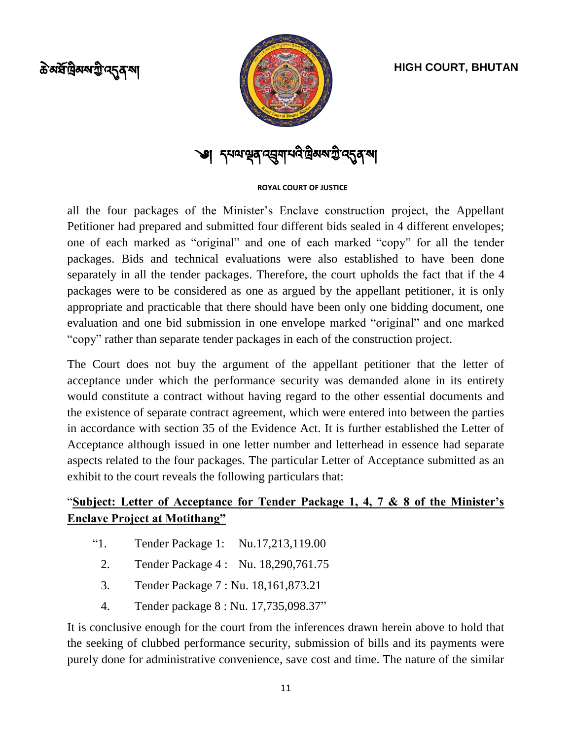all the four packages of the Minister's Enclave construction project, the Appellant Petitioner had prepared and submitted four different bids sealed in 4 different envelopes; one of each marked as "original" and one of each marked "copy" for all the tender packages. Bids and technical evaluations were also established to have been done separately in all the tender packages. Therefore, the court upholds the fact that if the 4 packages were to be considered as one as argued by the appellant petitioner, it is only appropriate and practicable that there should have been only one bidding document, one evaluation and one bid submission in one envelope marked "original" and one marked "copy" rather than separate tender packages in each of the construction project.

The Court does not buy the argument of the appellant petitioner that the letter of acceptance under which the performance security was demanded alone in its entirety would constitute a contract without having regard to the other essential documents and the existence of separate contract agreement, which were entered into between the parties in accordance with section 35 of the Evidence Act. It is further established the Letter of Acceptance although issued in one letter number and letterhead in essence had separate aspects related to the four packages. The particular Letter of Acceptance submitted as an exhibit to the court reveals the following particulars that:

"**<u>Subject: Letter of Acceptance for Tender Package 1, 4, 7 & 8 of the Minister's Enclave Project at Motithang"</u>**

"1. Tender Package 1: Nu.17,213,119.00

2. Tender Package 4 : Nu. 18,290,761.75

3. Tender Package 7 : Nu. 18,161,873.21

4. Tender package 8 : Nu. 17,735,098.37"

It is conclusive enough for the court from the inferences drawn herein above to hold that the seeking of clubbed performance security, submission of bills and its payments were purely done for administrative convenience, save cost and time. The nature of the similar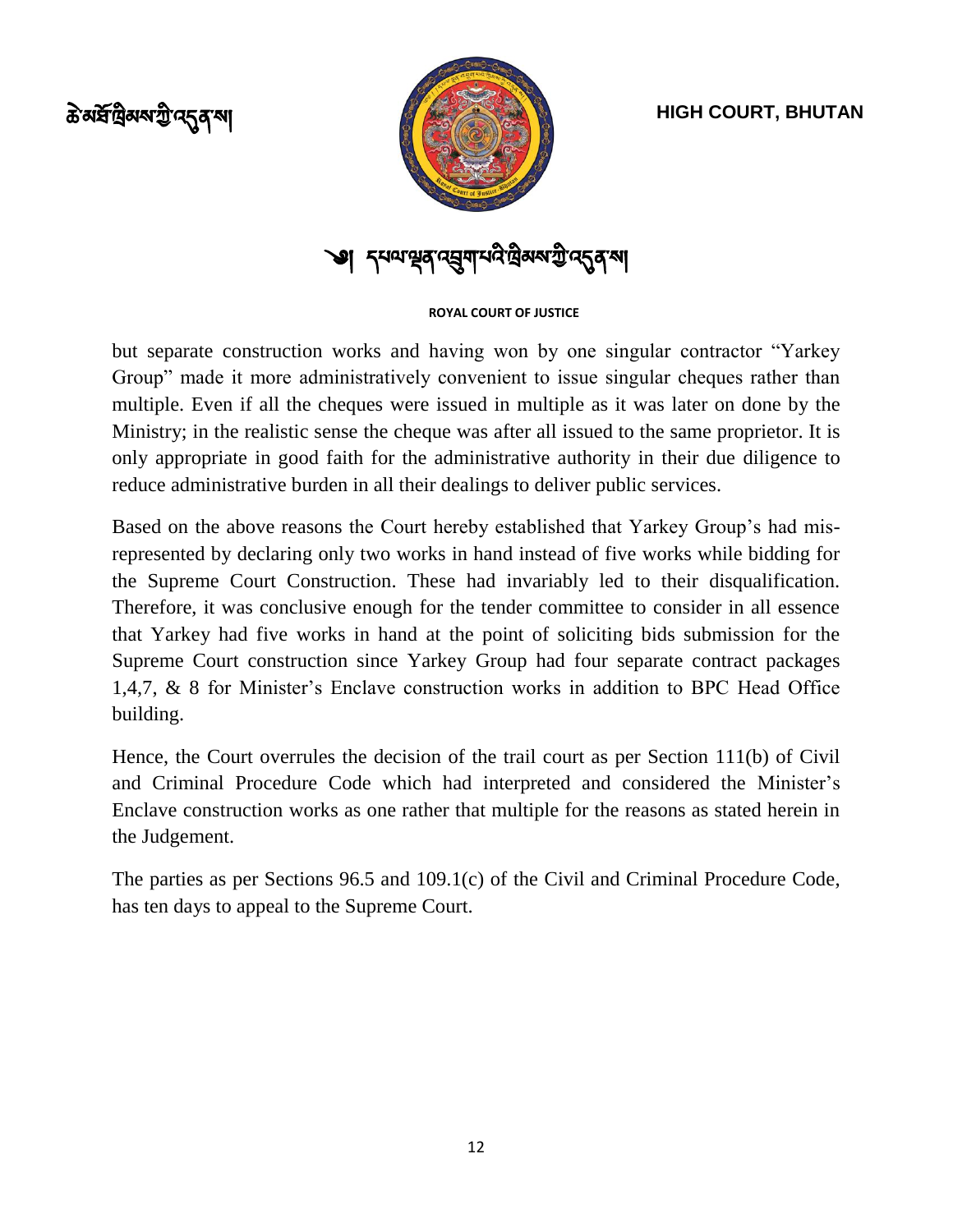but separate construction works and having won by one singular contractor "Yarkey Group" made it more administratively convenient to issue singular cheques rather than multiple. Even if all the cheques were issued in multiple as it was later on done by the Ministry; in the realistic sense the cheque was after all issued to the same proprietor. It is only appropriate in good faith for the administrative authority in their due diligence to reduce administrative burden in all their dealings to deliver public services.

Based on the above reasons the Court hereby established that Yarkey Group's had mis-represented by declaring only two works in hand instead of five works while bidding for the Supreme Court Construction. These had invariably led to their disqualification. Therefore, it was conclusive enough for the tender committee to consider in all essence that Yarkey had five works in hand at the point of soliciting bids submission for the Supreme Court construction since Yarkey Group had four separate contract packages 1,4,7, & 8 for Minister's Enclave construction works in addition to BPC Head Office building.

Hence, the Court overrules the decision of the trail court as per Section 111(b) of Civil and Criminal Procedure Code which had interpreted and considered the Minister's Enclave construction works as one rather that multiple for the reasons as stated herein in the Judgement.

The parties as per Sections 96.5 and 109.1(c) of the Civil and Criminal Procedure Code, has ten days to appeal to the Supreme Court.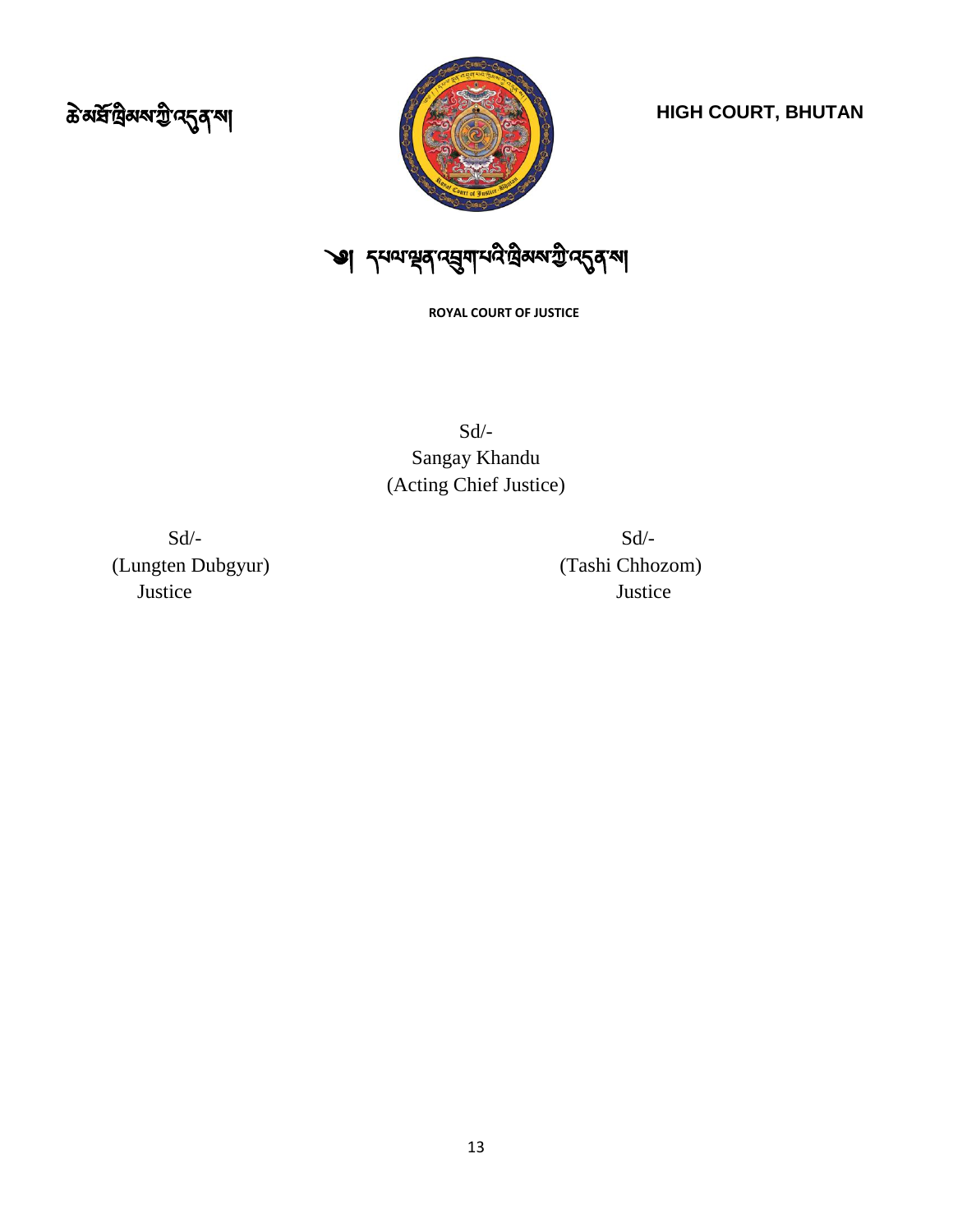ཆེ་མཐོ་ཁྲིམས་ཀྱི་འདུན་ས།

**HIGH COURT, BHUTAN**

༄། དཔལ་ལྡན་འབྲུག་པའི་ཁྲིམས་ཀྱི་འདུན་ས།

**ROYAL COURT OF JUSTICE**

Sd/-
Sangay Khandu
(Acting Chief Justice)

Sd/-
(Lungten Dubgyur)
Justice

Sd/-
(Tashi Chhozom)
Justice